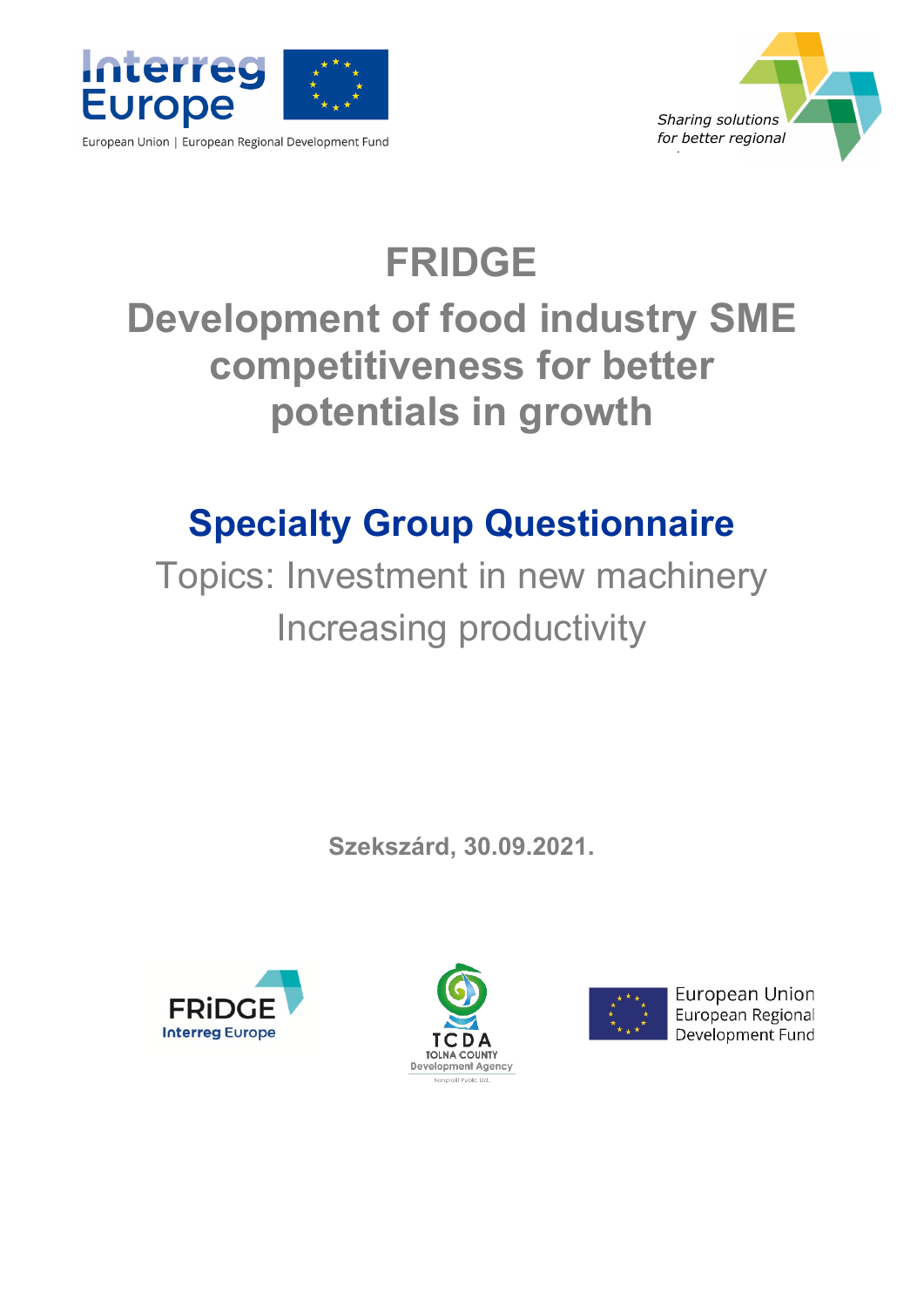# FRIDGE

# Development of food industry SME competitiveness for better potentials in growth

## Specialty Group Questionnaire

Topics: Investment in new machinery

Increasing productivity

**Szekszárd, 30.09.2021.**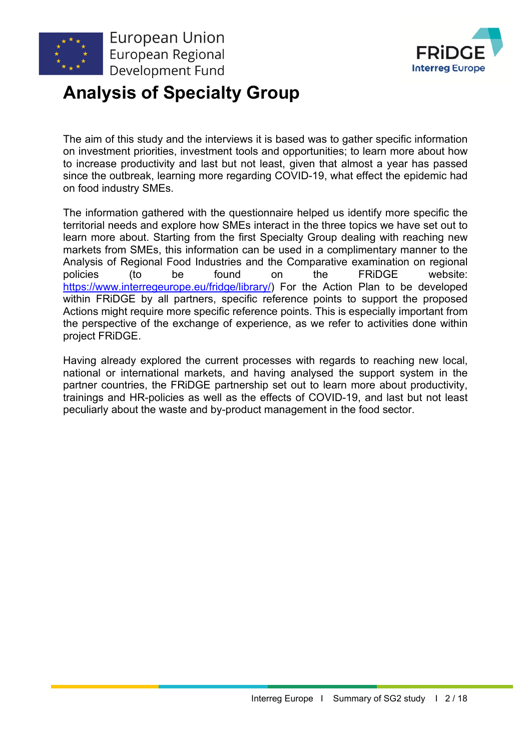# Analysis of Specialty Group

The aim of this study and the interviews it is based was to gather specific information on investment priorities, investment tools and opportunities; to learn more about how to increase productivity and last but not least, given that almost a year has passed since the outbreak, learning more regarding COVID-19, what effect the epidemic had on food industry SMEs.

The information gathered with the questionnaire helped us identify more specific the territorial needs and explore how SMEs interact in the three topics we have set out to learn more about. Starting from the first Specialty Group dealing with reaching new markets from SMEs, this information can be used in a complimentary manner to the Analysis of Regional Food Industries and the Comparative examination on regional policies (to be found on the FRiDGE website: https://www.interregeurope.eu/fridge/library/) For the Action Plan to be developed within FRiDGE by all partners, specific reference points to support the proposed Actions might require more specific reference points. This is especially important from the perspective of the exchange of experience, as we refer to activities done within project FRiDGE.

Having already explored the current processes with regards to reaching new local, national or international markets, and having analysed the support system in the partner countries, the FRiDGE partnership set out to learn more about productivity, trainings and HR-policies as well as the effects of COVID-19, and last but not least peculiarly about the waste and by-product management in the food sector.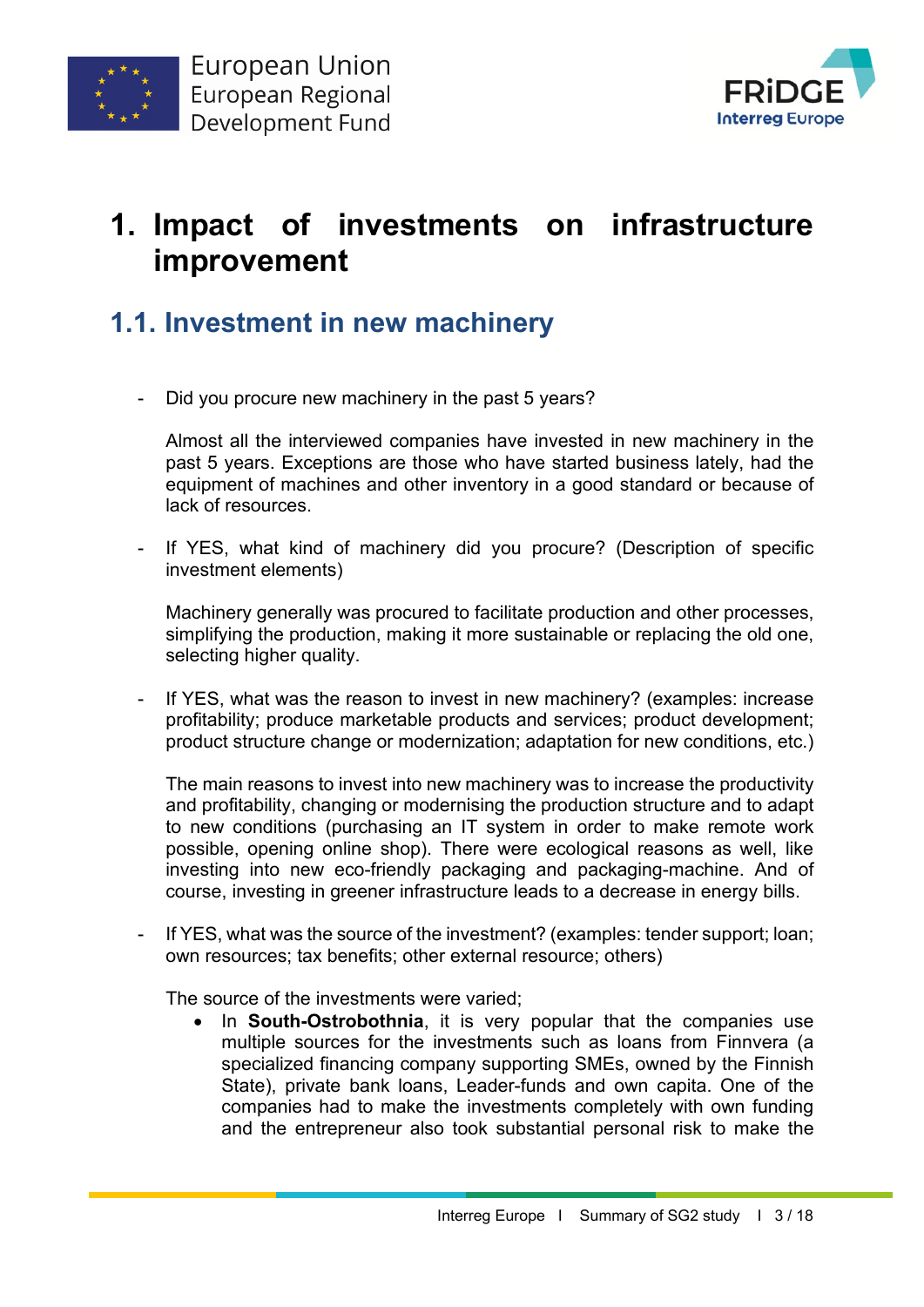# 1. Impact of investments on infrastructure improvement

## 1.1. Investment in new machinery

- Did you procure new machinery in the past 5 years?

  Almost all the interviewed companies have invested in new machinery in the past 5 years. Exceptions are those who have started business lately, had the equipment of machines and other inventory in a good standard or because of lack of resources.

- If YES, what kind of machinery did you procure? (Description of specific investment elements)

  Machinery generally was procured to facilitate production and other processes, simplifying the production, making it more sustainable or replacing the old one, selecting higher quality.

- If YES, what was the reason to invest in new machinery? (examples: increase profitability; produce marketable products and services; product development; product structure change or modernization; adaptation for new conditions, etc.)

  The main reasons to invest into new machinery was to increase the productivity and profitability, changing or modernising the production structure and to adapt to new conditions (purchasing an IT system in order to make remote work possible, opening online shop). There were ecological reasons as well, like investing into new eco-friendly packaging and packaging-machine. And of course, investing in greener infrastructure leads to a decrease in energy bills.

- If YES, what was the source of the investment? (examples: tender support; loan; own resources; tax benefits; other external resource; others)

  The source of the investments were varied;

  - In **South-Ostrobothnia**, it is very popular that the companies use multiple sources for the investments such as loans from Finnvera (a specialized financing company supporting SMEs, owned by the Finnish State), private bank loans, Leader-funds and own capita. One of the companies had to make the investments completely with own funding and the entrepreneur also took substantial personal risk to make the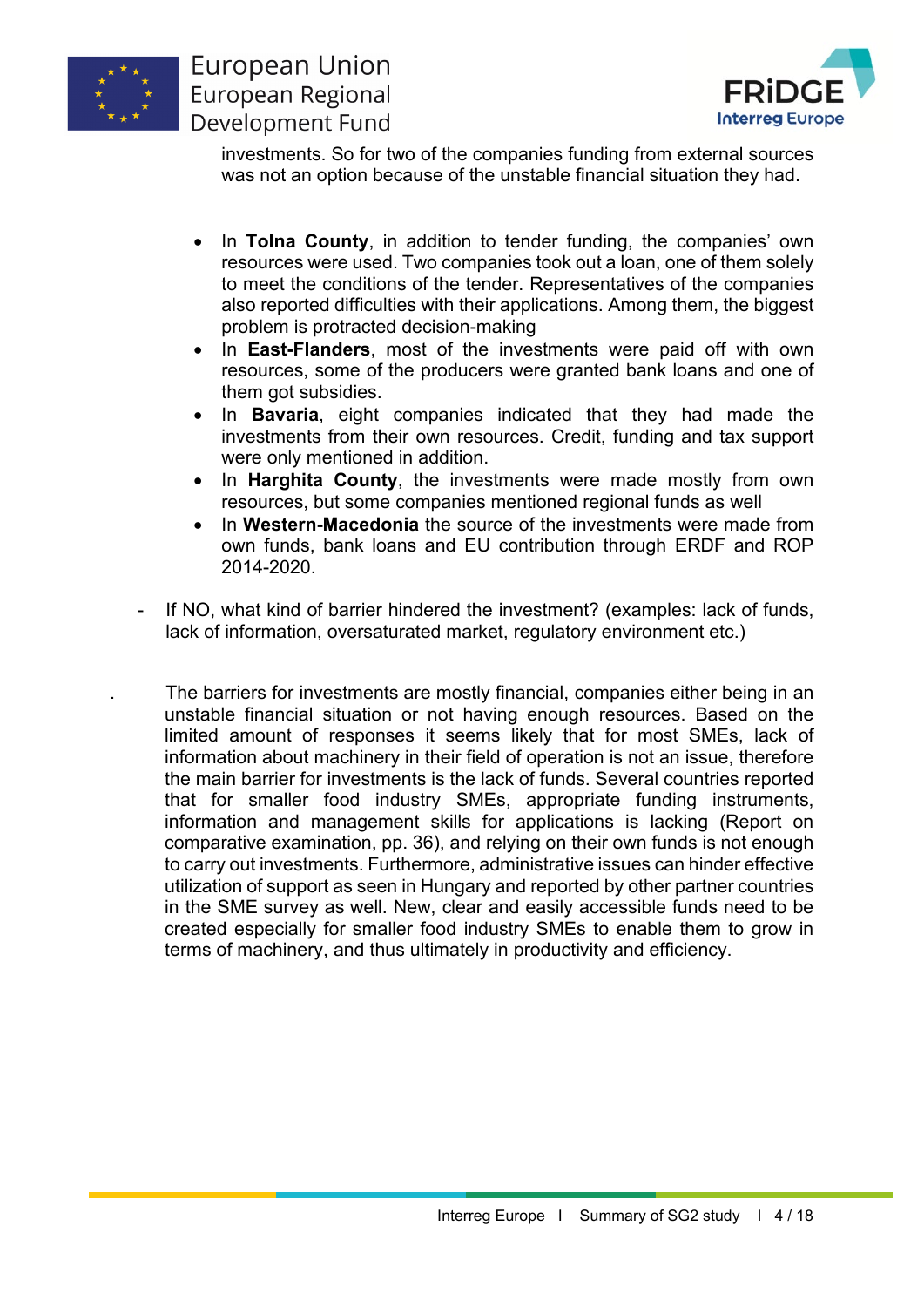investments. So for two of the companies funding from external sources was not an option because of the unstable financial situation they had.

- In **Tolna County**, in addition to tender funding, the companies' own resources were used. Two companies took out a loan, one of them solely to meet the conditions of the tender. Representatives of the companies also reported difficulties with their applications. Among them, the biggest problem is protracted decision-making
- In **East-Flanders**, most of the investments were paid off with own resources, some of the producers were granted bank loans and one of them got subsidies.
- In **Bavaria**, eight companies indicated that they had made the investments from their own resources. Credit, funding and tax support were only mentioned in addition.
- In **Harghita County**, the investments were made mostly from own resources, but some companies mentioned regional funds as well
- In **Western-Macedonia** the source of the investments were made from own funds, bank loans and EU contribution through ERDF and ROP 2014-2020.

- If NO, what kind of barrier hindered the investment? (examples: lack of funds, lack of information, oversaturated market, regulatory environment etc.)

The barriers for investments are mostly financial, companies either being in an unstable financial situation or not having enough resources. Based on the limited amount of responses it seems likely that for most SMEs, lack of information about machinery in their field of operation is not an issue, therefore the main barrier for investments is the lack of funds. Several countries reported that for smaller food industry SMEs, appropriate funding instruments, information and management skills for applications is lacking (Report on comparative examination, pp. 36), and relying on their own funds is not enough to carry out investments. Furthermore, administrative issues can hinder effective utilization of support as seen in Hungary and reported by other partner countries in the SME survey as well. New, clear and easily accessible funds need to be created especially for smaller food industry SMEs to enable them to grow in terms of machinery, and thus ultimately in productivity and efficiency.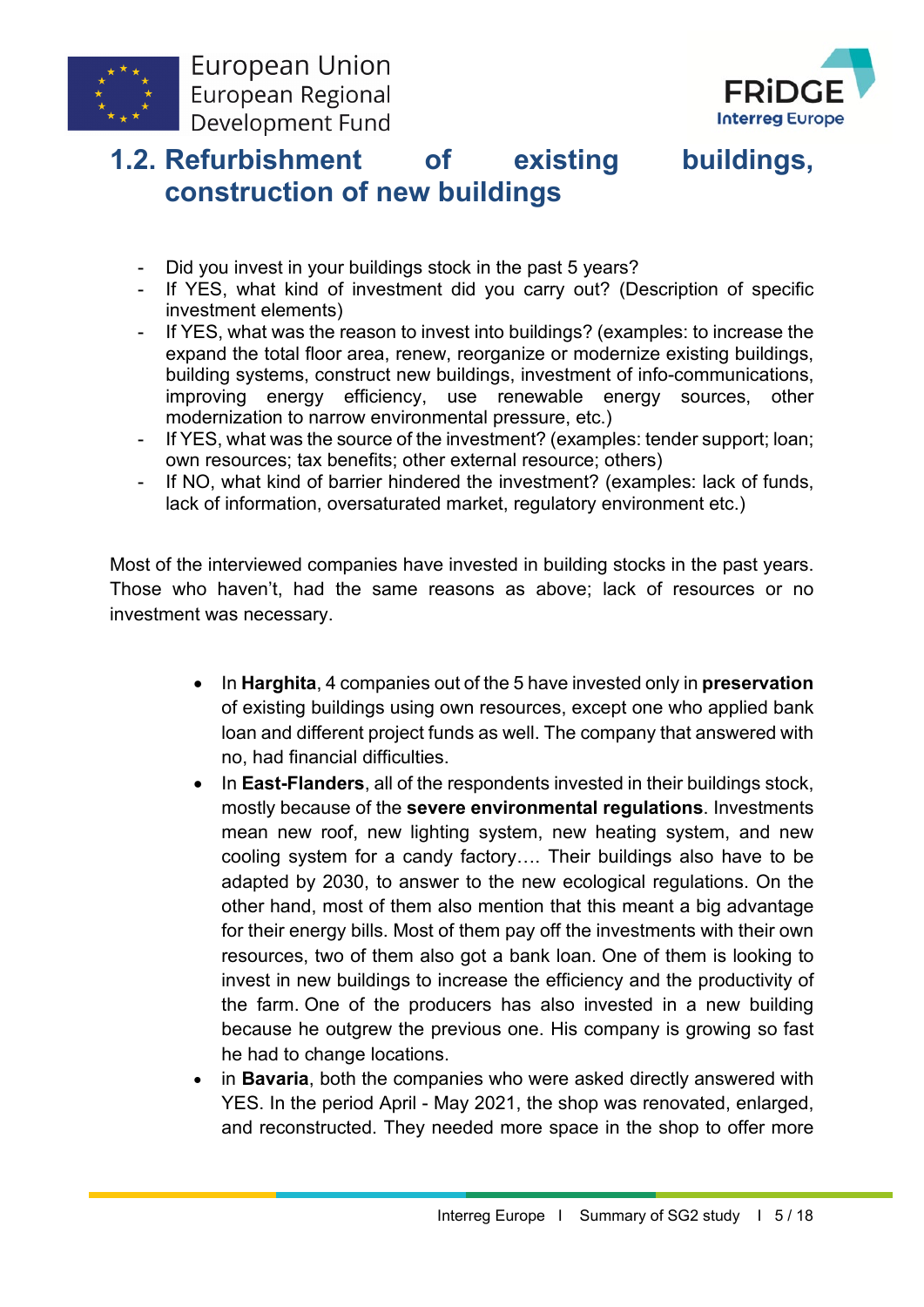## 1.2. Refurbishment of existing buildings, construction of new buildings

- Did you invest in your buildings stock in the past 5 years?
- If YES, what kind of investment did you carry out? (Description of specific investment elements)
- If YES, what was the reason to invest into buildings? (examples: to increase the expand the total floor area, renew, reorganize or modernize existing buildings, building systems, construct new buildings, investment of info-communications, improving energy efficiency, use renewable energy sources, other modernization to narrow environmental pressure, etc.)
- If YES, what was the source of the investment? (examples: tender support; loan; own resources; tax benefits; other external resource; others)
- If NO, what kind of barrier hindered the investment? (examples: lack of funds, lack of information, oversaturated market, regulatory environment etc.)

Most of the interviewed companies have invested in building stocks in the past years. Those who haven't, had the same reasons as above; lack of resources or no investment was necessary.

- In **Harghita**, 4 companies out of the 5 have invested only in **preservation** of existing buildings using own resources, except one who applied bank loan and different project funds as well. The company that answered with no, had financial difficulties.
- In **East-Flanders**, all of the respondents invested in their buildings stock, mostly because of the **severe environmental regulations**. Investments mean new roof, new lighting system, new heating system, and new cooling system for a candy factory…. Their buildings also have to be adapted by 2030, to answer to the new ecological regulations. On the other hand, most of them also mention that this meant a big advantage for their energy bills. Most of them pay off the investments with their own resources, two of them also got a bank loan. One of them is looking to invest in new buildings to increase the efficiency and the productivity of the farm. One of the producers has also invested in a new building because he outgrew the previous one. His company is growing so fast he had to change locations.
- in **Bavaria**, both the companies who were asked directly answered with YES. In the period April - May 2021, the shop was renovated, enlarged, and reconstructed. They needed more space in the shop to offer more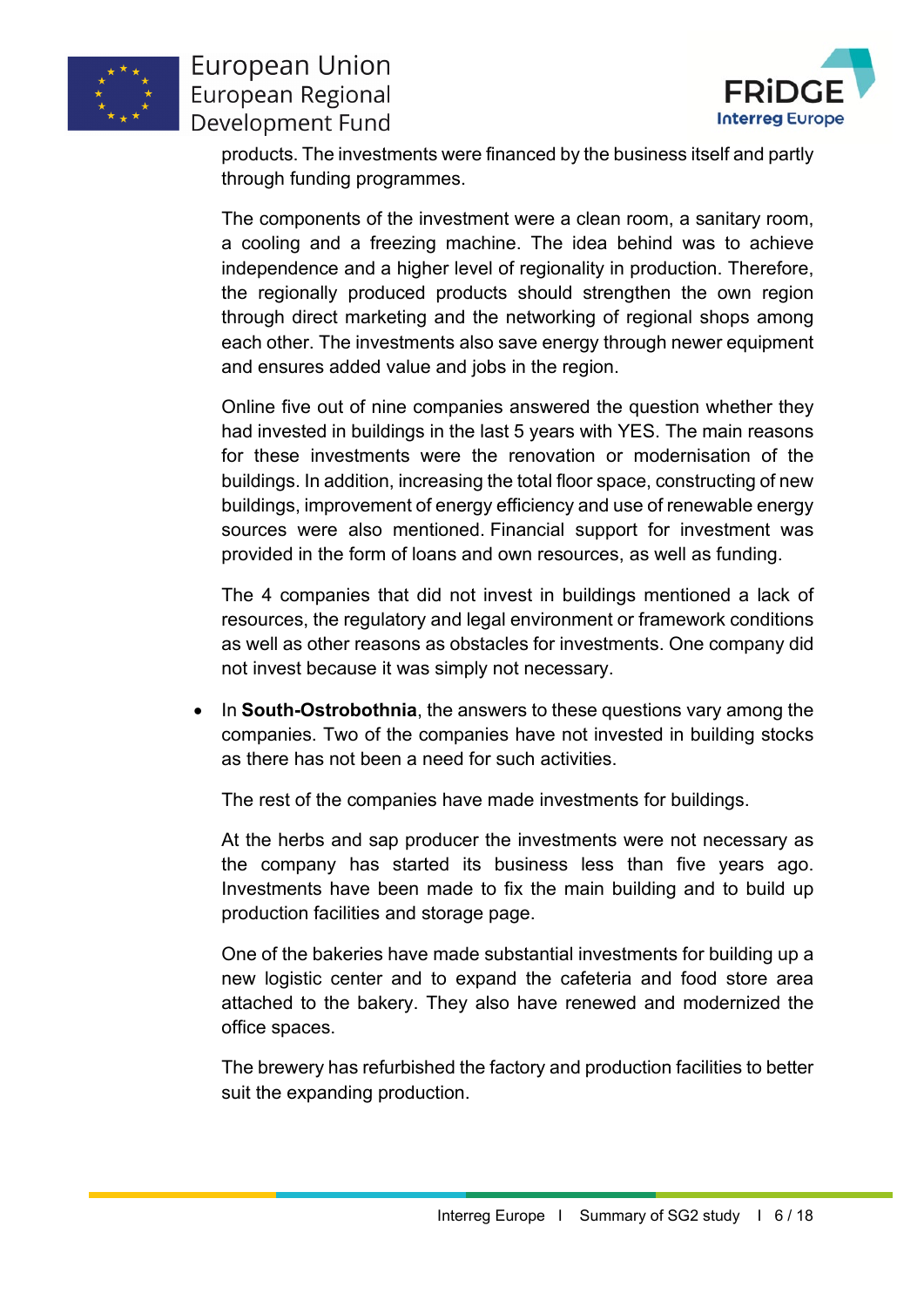products. The investments were financed by the business itself and partly through funding programmes.

The components of the investment were a clean room, a sanitary room, a cooling and a freezing machine. The idea behind was to achieve independence and a higher level of regionality in production. Therefore, the regionally produced products should strengthen the own region through direct marketing and the networking of regional shops among each other. The investments also save energy through newer equipment and ensures added value and jobs in the region.

Online five out of nine companies answered the question whether they had invested in buildings in the last 5 years with YES. The main reasons for these investments were the renovation or modernisation of the buildings. In addition, increasing the total floor space, constructing of new buildings, improvement of energy efficiency and use of renewable energy sources were also mentioned. Financial support for investment was provided in the form of loans and own resources, as well as funding.

The 4 companies that did not invest in buildings mentioned a lack of resources, the regulatory and legal environment or framework conditions as well as other reasons as obstacles for investments. One company did not invest because it was simply not necessary.

- In **South-Ostrobothnia**, the answers to these questions vary among the companies. Two of the companies have not invested in building stocks as there has not been a need for such activities.

  The rest of the companies have made investments for buildings.

  At the herbs and sap producer the investments were not necessary as the company has started its business less than five years ago. Investments have been made to fix the main building and to build up production facilities and storage page.

  One of the bakeries have made substantial investments for building up a new logistic center and to expand the cafeteria and food store area attached to the bakery. They also have renewed and modernized the office spaces.

  The brewery has refurbished the factory and production facilities to better suit the expanding production.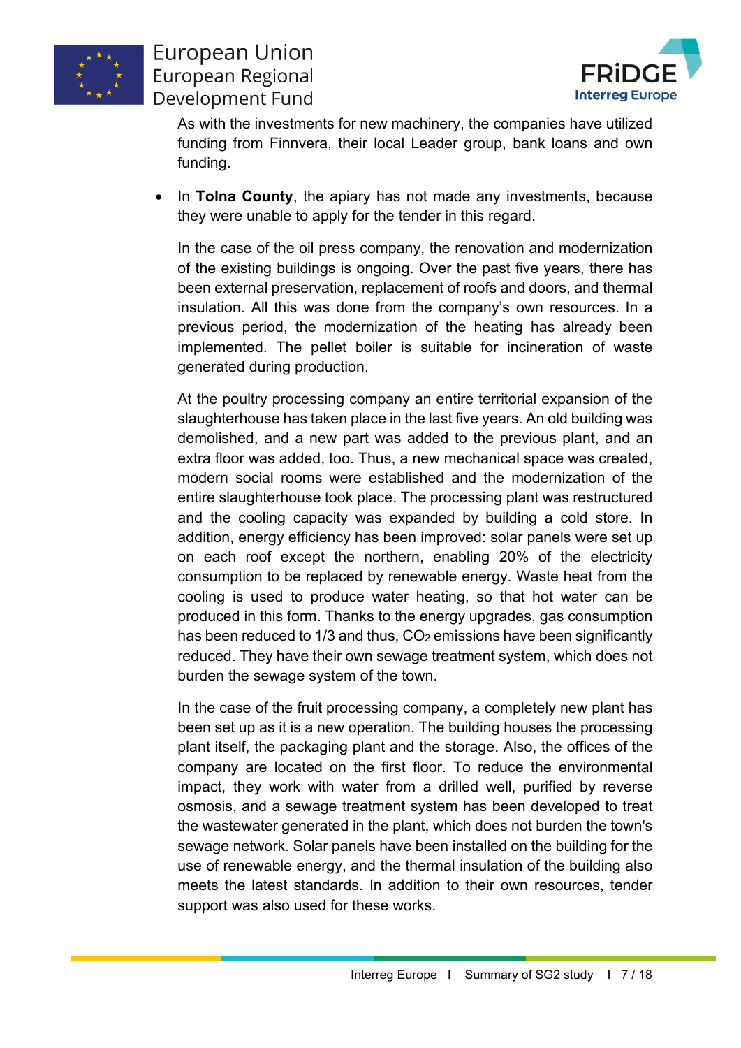As with the investments for new machinery, the companies have utilized funding from Finnvera, their local Leader group, bank loans and own funding.

- In **Tolna County**, the apiary has not made any investments, because they were unable to apply for the tender in this regard.

  In the case of the oil press company, the renovation and modernization of the existing buildings is ongoing. Over the past five years, there has been external preservation, replacement of roofs and doors, and thermal insulation. All this was done from the company's own resources. In a previous period, the modernization of the heating has already been implemented. The pellet boiler is suitable for incineration of waste generated during production.

  At the poultry processing company an entire territorial expansion of the slaughterhouse has taken place in the last five years. An old building was demolished, and a new part was added to the previous plant, and an extra floor was added, too. Thus, a new mechanical space was created, modern social rooms were established and the modernization of the entire slaughterhouse took place. The processing plant was restructured and the cooling capacity was expanded by building a cold store. In addition, energy efficiency has been improved: solar panels were set up on each roof except the northern, enabling 20% of the electricity consumption to be replaced by renewable energy. Waste heat from the cooling is used to produce water heating, so that hot water can be produced in this form. Thanks to the energy upgrades, gas consumption has been reduced to 1/3 and thus, $CO_2$ emissions have been significantly reduced. They have their own sewage treatment system, which does not burden the sewage system of the town.

  In the case of the fruit processing company, a completely new plant has been set up as it is a new operation. The building houses the processing plant itself, the packaging plant and the storage. Also, the offices of the company are located on the first floor. To reduce the environmental impact, they work with water from a drilled well, purified by reverse osmosis, and a sewage treatment system has developed to treat the wastewater generated in the plant, which does not burden the town's sewage network. Solar panels have been installed on the building for the use of renewable energy, and the thermal insulation of the building also meets the latest standards. In addition to their own resources, tender support was also used for these works.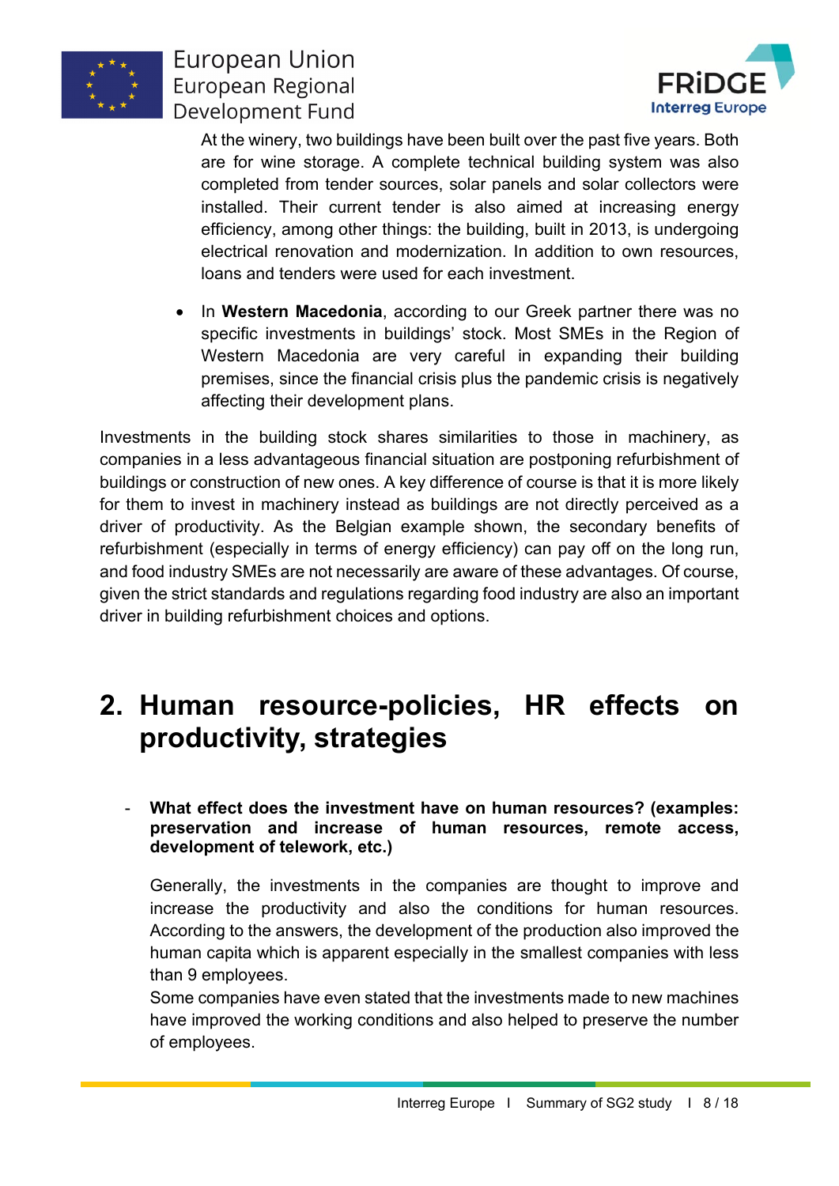At the winery, two buildings have been built over the past five years. Both are for wine storage. A complete technical building system was also completed from tender sources, solar panels and solar collectors were installed. Their current tender is also aimed at increasing energy efficiency, among other things: the building, built in 2013, is undergoing electrical renovation and modernization. In addition to own resources, loans and tenders were used for each investment.

- In **Western Macedonia**, according to our Greek partner there was no specific investments in buildings' stock. Most SMEs in the Region of Western Macedonia are very careful in expanding their building premises, since the financial crisis plus the pandemic crisis is negatively affecting their development plans.

Investments in the building stock shares similarities to those in machinery, as companies in a less advantageous financial situation are postponing refurbishment of buildings or construction of new ones. A key difference of course is that it is more likely for them to invest in machinery instead as buildings are not directly perceived as a driver of productivity. As the Belgian example shown, the secondary benefits of refurbishment (especially in terms of energy efficiency) can pay off on the long run, and food industry SMEs are not necessarily are aware of these advantages. Of course, given the strict standards and regulations regarding food industry are also an important driver in building refurbishment choices and options.

# 2. Human resource-policies, HR effects on productivity, strategies

- **What effect does the investment have on human resources? (examples: preservation and increase of human resources, remote access, development of telework, etc.)**

  Generally, the investments in the companies are thought to improve and increase the productivity and also the conditions for human resources. According to the answers, the development of the production also improved the human capita which is apparent especially in the smallest companies with less than 9 employees.
  Some companies have even stated that the investments made to new machines have improved the working conditions and also helped to preserve the number of employees.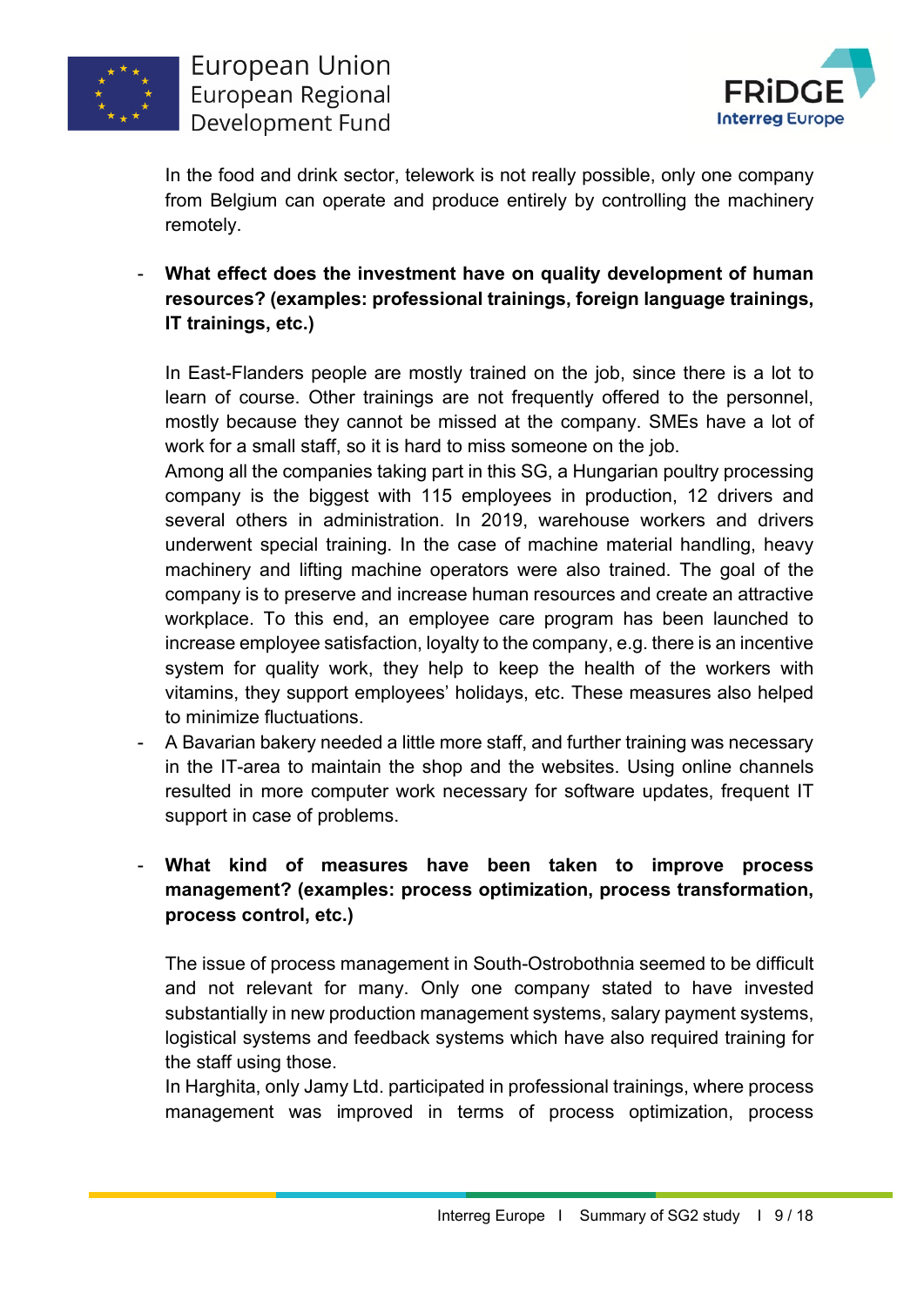In the food and drink sector, telework is not really possible, only one company from Belgium can operate and produce entirely by controlling the machinery remotely.

- **What effect does the investment have on quality development of human resources? (examples: professional trainings, foreign language trainings, IT trainings, etc.)**

  In East-Flanders people are mostly trained on the job, since there is a lot to learn of course. Other trainings are not frequently offered to the personnel, mostly because they cannot be missed at the company. SMEs have a lot of work for a small staff, so it is hard to miss someone on the job.
  Among all the companies taking part in this SG, a Hungarian poultry processing company is the biggest with 115 employees in production, 12 drivers and several others in administration. In 2019, warehouse workers and drivers underwent special training. In the case of machine material handling, heavy machinery and lifting machine operators were also trained. The goal of the company is to preserve and increase human resources and create an attractive workplace. To this end, an employee care program has been launched to increase employee satisfaction, loyalty to the company, e.g. there is an incentive system for quality work, they help to keep the health of the workers with vitamins, they support employees' holidays, etc. These measures also helped to minimize fluctuations.

- A Bavarian bakery needed a little more staff, and further training was necessary in the IT-area to maintain the shop and the websites. Using online channels resulted in more computer work necessary for software updates, frequent IT support in case of problems.

- **What kind of measures have been taken to improve process management? (examples: process optimization, process transformation, process control, etc.)**

  The issue of process management in South-Ostrobothnia seemed to be difficult and not relevant for many. Only one company stated to have invested substantially in new production management systems, salary payment systems, logistical systems and feedback systems which have also required training for the staff using those.
  In Harghita, only Jamy Ltd. participated in professional trainings, where process management was improved in terms of process optimization, process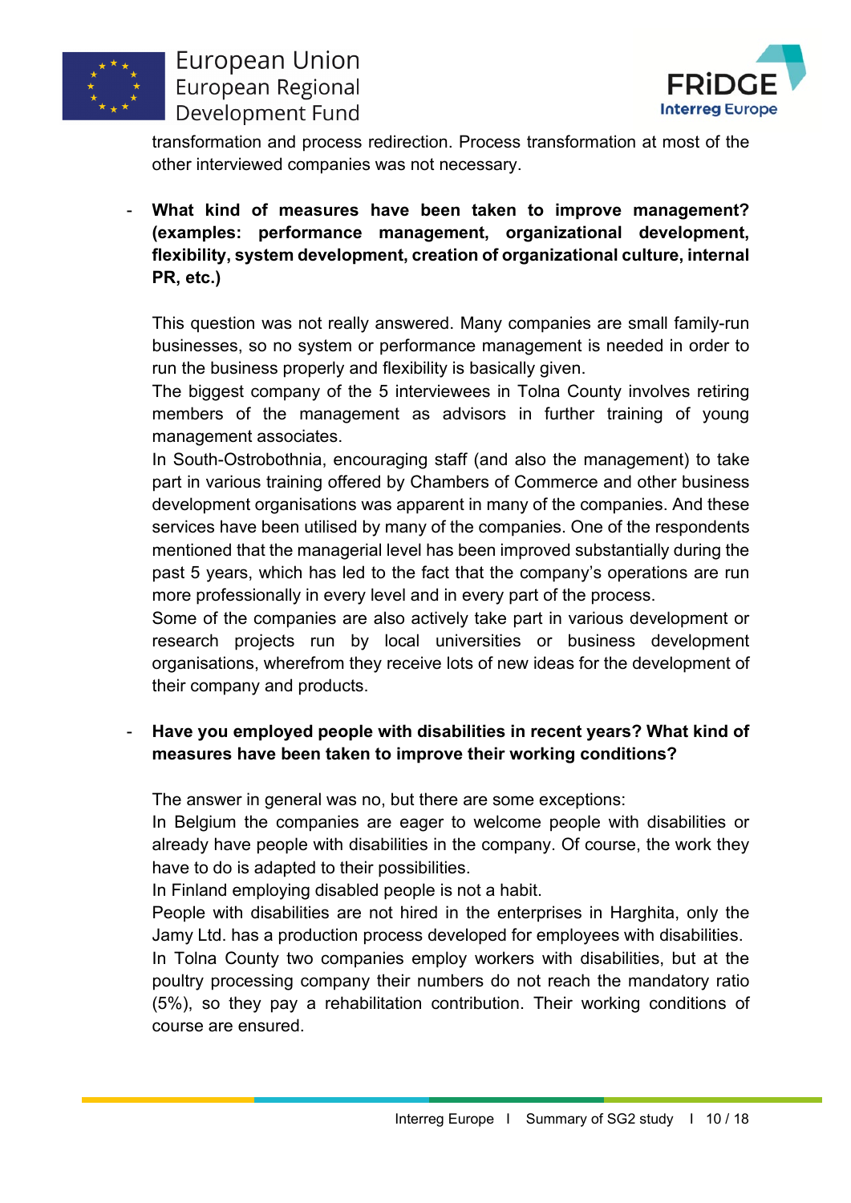transformation and process redirection. Process transformation at most of the other interviewed companies was not necessary.

- **What kind of measures have been taken to improve management? (examples: performance management, organizational development, flexibility, system development, creation of organizational culture, internal PR, etc.)**

  This question was not really answered. Many companies are small family-run businesses, so no system or performance management is needed in order to run the business properly and flexibility is basically given.
  The biggest company of the 5 interviewees in Tolna County involves retiring members of the management as advisors in further training of young management associates.
  In South-Ostrobothnia, encouraging staff (and also the management) to take part in various training offered by Chambers of Commerce and other business development organisations was apparent in many of the companies. And these services have been utilised by many of the companies. One of the respondents mentioned that the managerial level has been improved substantially during the past 5 years, which has led to the fact that the company's operations are run more professionally in every level and in every part of the process.
  Some of the companies are also actively take part in various development or research projects run by local universities or business development organisations, wherefrom they receive lots of new ideas for the development of their company and products.

- **Have you employed people with disabilities in recent years? What kind of measures have been taken to improve their working conditions?**

  The answer in general was no, but there are some exceptions:
  In Belgium the companies are eager to welcome people with disabilities or already have people with disabilities in the company. Of course, the work they have to do is adapted to their possibilities.
  In Finland employing disabled people is not a habit.
  People with disabilities are not hired in the enterprises in Harghita, only the Jamy Ltd. has a production process developed for employees with disabilities.
  In Tolna County two companies employ workers with disabilities, but at the poultry processing company their numbers do not reach the mandatory ratio (5%), so they pay a rehabilitation contribution. Their working conditions of course are ensured.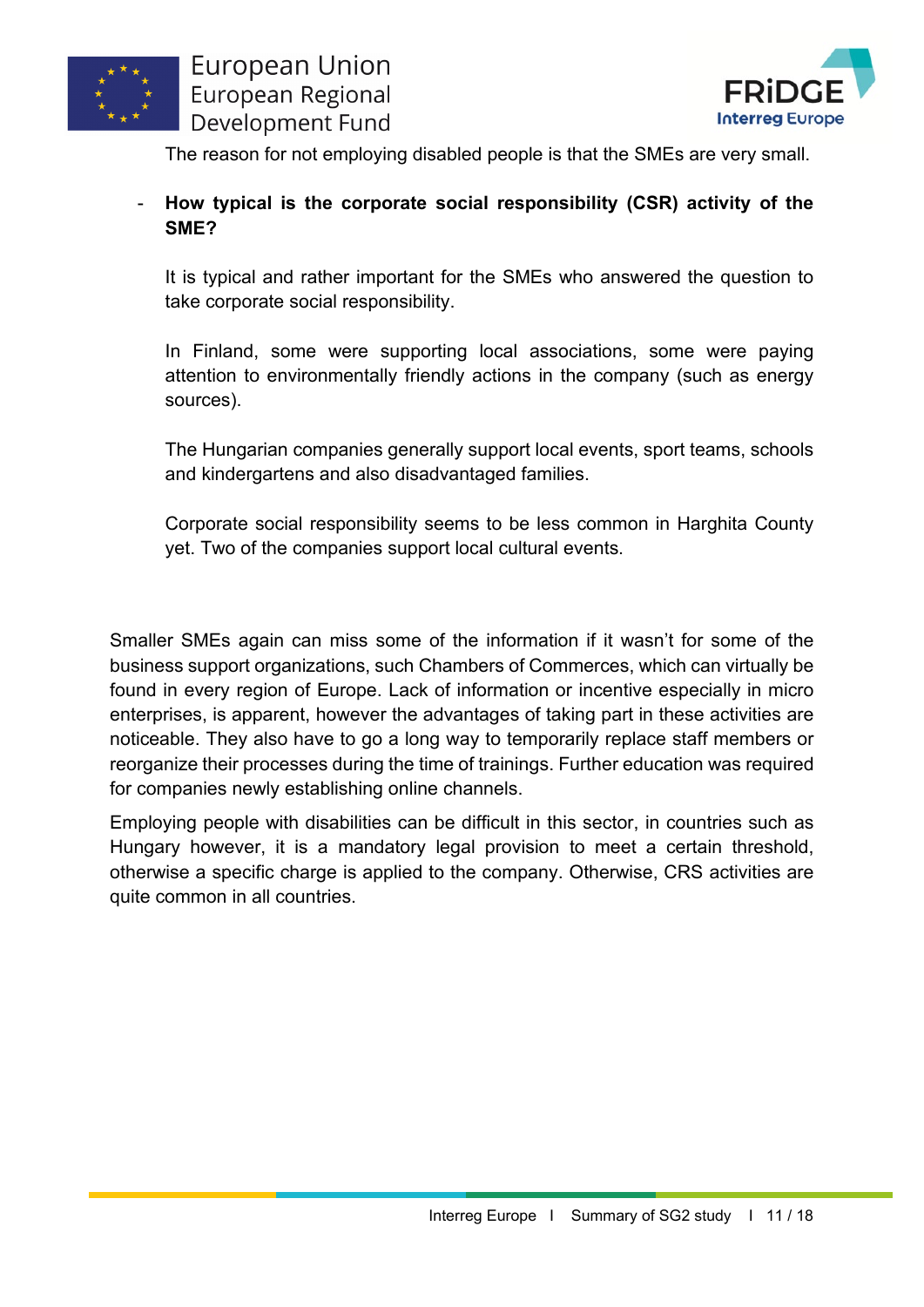The reason for not employing disabled people is that the SMEs are very small.

- **How typical is the corporate social responsibility (CSR) activity of the SME?**

  It is typical and rather important for the SMEs who answered the question to take corporate social responsibility.

  In Finland, some were supporting local associations, some were paying attention to environmentally friendly actions in the company (such as energy sources).

  The Hungarian companies generally support local events, sport teams, schools and kindergartens and also disadvantaged families.

  Corporate social responsibility seems to be less common in Harghita County yet. Two of the companies support local cultural events.

Smaller SMEs again can miss some of the information if it wasn't for some of the business support organizations, such Chambers of Commerces, which can virtually be found in every region of Europe. Lack of information or incentive especially in micro enterprises, is apparent, however the advantages of taking part in these activities are noticeable. They also have to go a long way to temporarily replace staff members or reorganize their processes during the time of trainings. Further education was required for companies newly establishing online channels.

Employing people with disabilities can be difficult in this sector, in countries such as Hungary however, it is a mandatory legal provision to meet a certain threshold, otherwise a specific charge is applied to the company. Otherwise, CRS activities are quite common in all countries.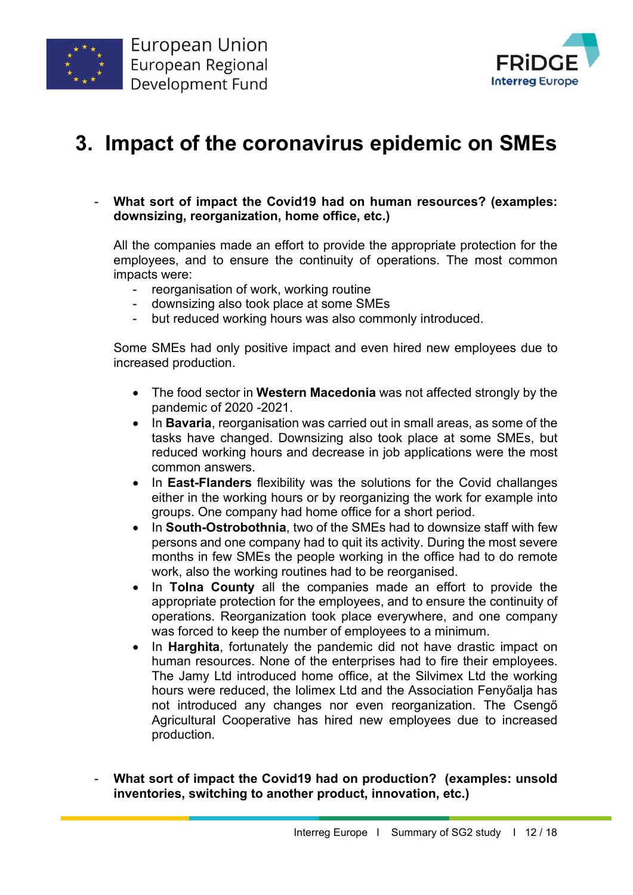# 3. Impact of the coronavirus epidemic on SMEs

- **What sort of impact the Covid19 had on human resources? (examples: downsizing, reorganization, home office, etc.)**

  All the companies made an effort to provide the appropriate protection for the employees, and to ensure the continuity of operations. The most common impacts were:
  - reorganisation of work, working routine
  - downsizing also took place at some SMEs
  - but reduced working hours was also commonly introduced.

  Some SMEs had only positive impact and even hired new employees due to increased production.

  - The food sector in **Western Macedonia** was not affected strongly by the pandemic of 2020 -2021.
  - In **Bavaria**, reorganisation was carried out in small areas, as some of the tasks have changed. Downsizing also took place at some SMEs, but reduced working hours and decrease in job applications were the most common answers.
  - In **East-Flanders** flexibility was the solutions for the Covid challanges either in the working hours or by reorganizing the work for example into groups. One company had home office for a short period.
  - In **South-Ostrobothnia**, two of the SMEs had to downsize staff with few persons and one company had to quit its activity. During the most severe months in few SMEs the people working in the office had to do remote work, also the working routines had to be reorganised.
  - In **Tolna County** all the companies made an effort to provide the appropriate protection for the employees, and to ensure the continuity of operations. Reorganization took place everywhere, and one company was forced to keep the number of employees to a minimum.
  - In **Harghita**, fortunately the pandemic did not have drastic impact on human resources. None of the enterprises had to fire their employees. The Jamy Ltd introduced home office, at the Silvimex Ltd the working hours were reduced, the Iolimex Ltd and the Association Fenyőalja has not introduced any changes nor even reorganization. The Csengő Agricultural Cooperative has hired new employees due to increased production.

- **What sort of impact the Covid19 had on production? (examples: unsold inventories, switching to another product, innovation, etc.)**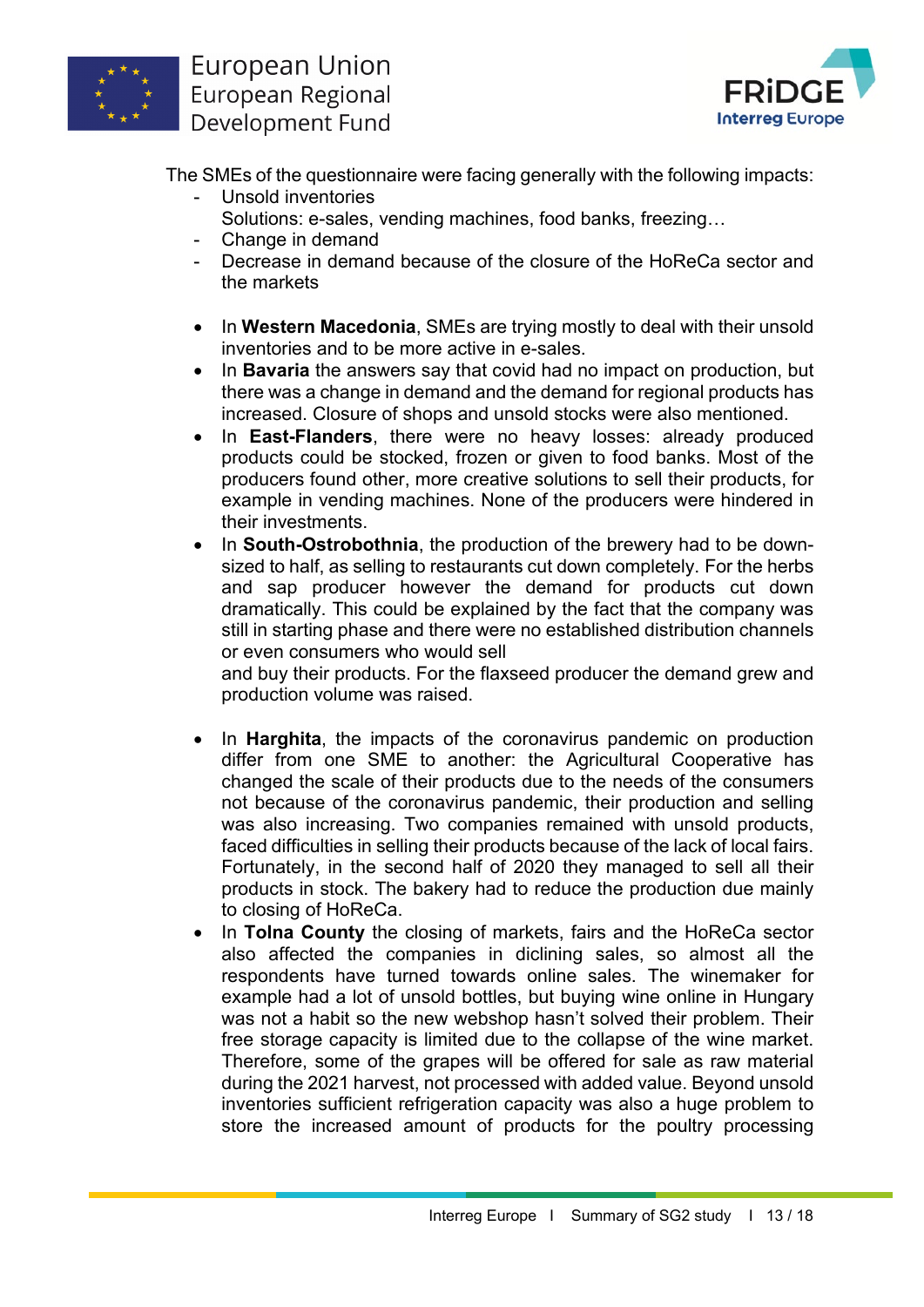The SMEs of the questionnaire were facing generally with the following impacts:

- Unsold inventories
  Solutions: e-sales, vending machines, food banks, freezing…
- Change in demand
- Decrease in demand because of the closure of the HoReCa sector and the markets

- In **Western Macedonia**, SMEs are trying mostly to deal with their unsold inventories and to be more active in e-sales.
- In **Bavaria** the answers say that covid had no impact on production, but there was a change in demand and the demand for regional products has increased. Closure of shops and unsold stocks were also mentioned.
- In **East-Flanders**, there were no heavy losses: already produced products could be stocked, frozen or given to food banks. Most of the producers found other, more creative solutions to sell their products, for example in vending machines. None of the producers were hindered in their investments.
- In **South-Ostrobothnia**, the production of the brewery had to be down-sized to half, as selling to restaurants cut down completely. For the herbs and sap producer however the demand for products cut down dramatically. This could be explained by the fact that the company was still in starting phase and there were no established distribution channels or even consumers who would sell
  and buy their products. For the flaxseed producer the demand grew and production volume was raised.

- In **Harghita**, the impacts of the coronavirus pandemic on production differ from one SME to another: the Agricultural Cooperative has changed the scale of their products due to the needs of the consumers not because of the coronavirus pandemic, their production and selling was also increasing. Two companies remained with unsold products, faced difficulties in selling their products because of the lack of local fairs. Fortunately, in the second half of 2020 they managed to sell all their products in stock. The bakery had to reduce the production due mainly to closing of HoReCa.
- In **Tolna County** the closing of markets, fairs and the HoReCa sector also affected the companies in diclining sales, so almost all the respondents have turned towards online sales. The winemaker for example had a lot of unsold bottles, but buying wine online in Hungary was not a habit so the new webshop hasn't solved their problem. Their free storage capacity is limited due to the collapse of the wine market. Therefore, some of the grapes will be offered for sale as raw material during the 2021 harvest, not processed with added value. Beyond unsold inventories sufficient refrigeration capacity was also a huge problem to store the increased amount of products for the poultry processing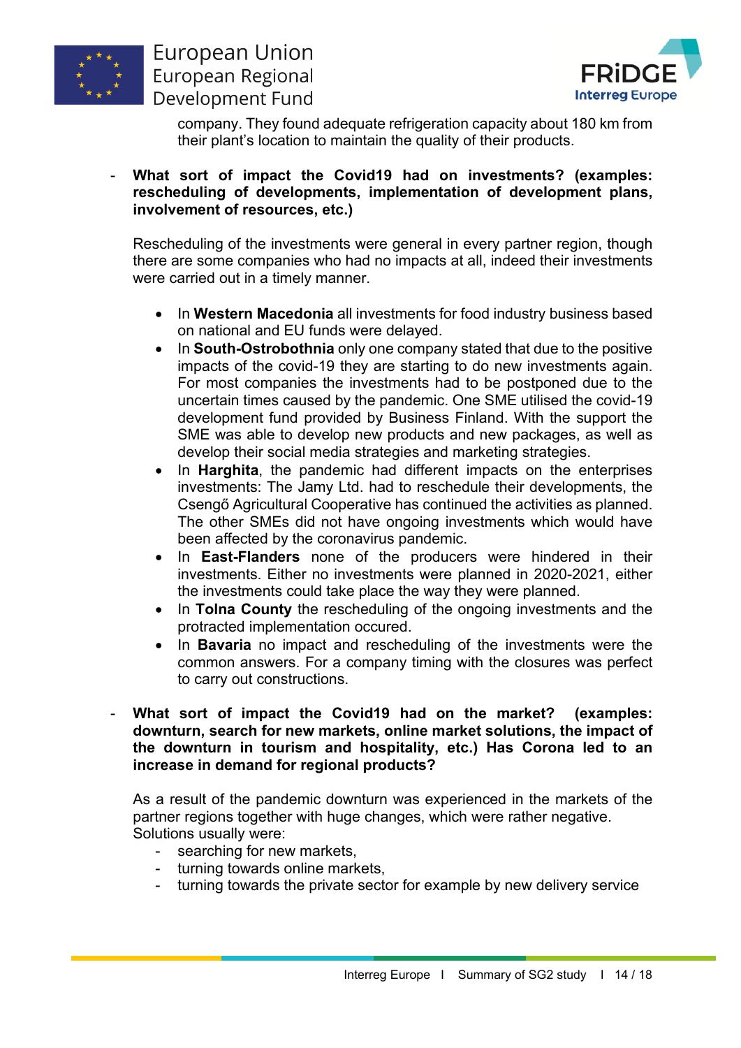company. They found adequate refrigeration capacity about 180 km from their plant's location to maintain the quality of their products.

- **What sort of impact the Covid19 had on investments? (examples: rescheduling of developments, implementation of development plans, involvement of resources, etc.)**

  Rescheduling of the investments were general in every partner region, though there are some companies who had no impacts at all, indeed their investments were carried out in a timely manner.

  - In **Western Macedonia** all investments for food industry business based on national and EU funds were delayed.
  - In **South-Ostrobothnia** only one company stated that due to the positive impacts of the covid-19 they are starting to do new investments again. For most companies the investments had to be postponed due to the uncertain times caused by the pandemic. One SME utilised the covid-19 development fund provided by Business Finland. With the support the SME was able to develop new products and new packages, as well as develop their social media strategies and marketing strategies.
  - In **Harghita**, the pandemic had different impacts on the enterprises investments: The Jamy Ltd. had to reschedule their developments, the Csengő Agricultural Cooperative has continued the activities as planned. The other SMEs did not have ongoing investments which would have been affected by the coronavirus pandemic.
  - In **East-Flanders** none of the producers were hindered in their investments. Either no investments were planned in 2020-2021, either the investments could take place the way they were planned.
  - In **Tolna County** the rescheduling of the ongoing investments and the protracted implementation occured.
  - In **Bavaria** no impact and rescheduling of the investments were the common answers. For a company timing with the closures was perfect to carry out constructions.

- **What sort of impact the Covid19 had on the market? (examples: downturn, search for new markets, online market solutions, the impact of the downturn in tourism and hospitality, etc.) Has Corona led to an increase in demand for regional products?**

  As a result of the pandemic downturn was experienced in the markets of the partner regions together with huge changes, which were rather negative. Solutions usually were:
  - searching for new markets,
  - turning towards online markets,
  - turning towards the private sector for example by new delivery service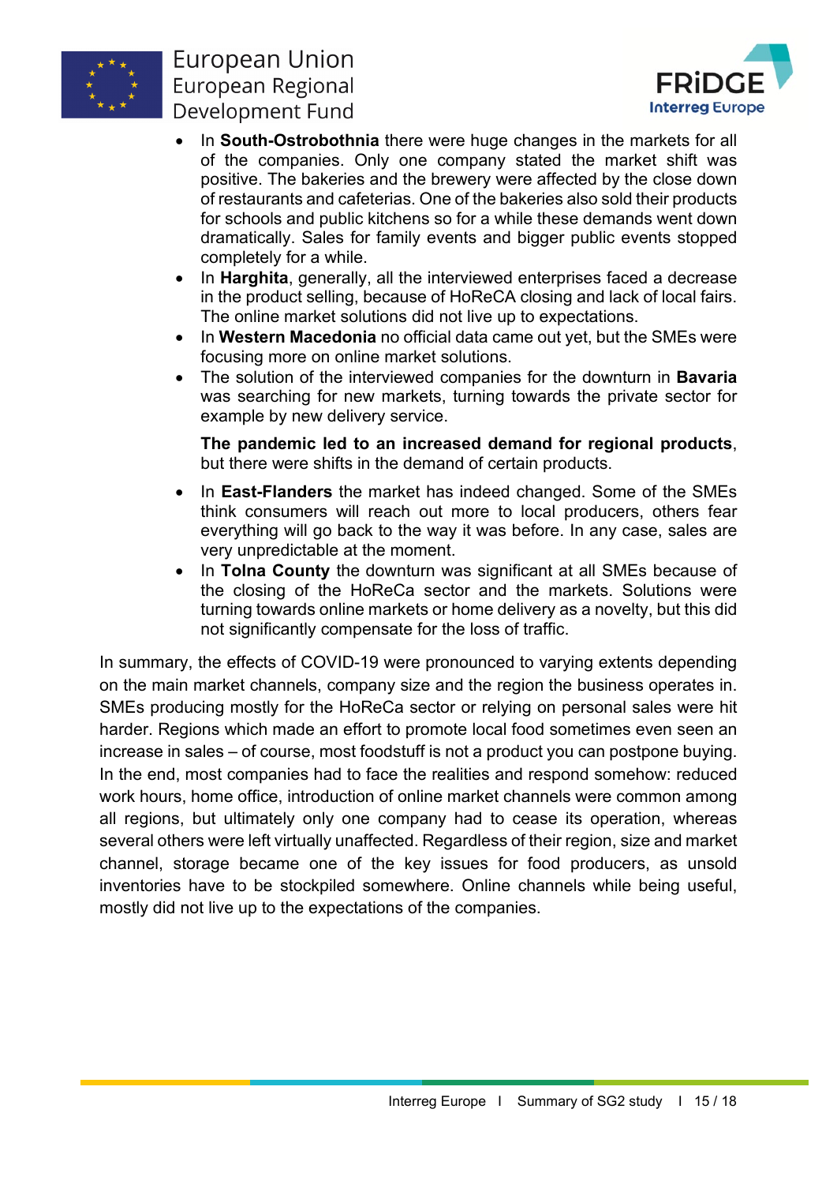- In **South-Ostrobothnia** there were huge changes in the markets for all of the companies. Only one company stated the market shift was positive. The bakeries and the brewery were affected by the close down of restaurants and cafeterias. One of the bakeries also sold their products for schools and public kitchens so for a while these demands went down dramatically. Sales for family events and bigger public events stopped completely for a while.
- In **Harghita**, generally, all the interviewed enterprises faced a decrease in the product selling, because of HoReCA closing and lack of local fairs. The online market solutions did not live up to expectations.
- In **Western Macedonia** no official data came out yet, but the SMEs were focusing more on online market solutions.
- The solution of the interviewed companies for the downturn in **Bavaria** was searching for new markets, turning towards the private sector for example by new delivery service.

**The pandemic led to an increased demand for regional products**, but there were shifts in the demand of certain products.

- In **East-Flanders** the market has indeed changed. Some of the SMEs think consumers will reach out more to local producers, others fear everything will go back to the way it was before. In any case, sales are very unpredictable at the moment.
- In **Tolna County** the downturn was significant at all SMEs because of the closing of the HoReCa sector and the markets. Solutions were turning towards online markets or home delivery as a novelty, but this did not significantly compensate for the loss of traffic.

In summary, the effects of COVID-19 were pronounced to varying extents depending on the main market channels, company size and the region the business operates in. SMEs producing mostly for the HoReCa sector or relying on personal sales were hit harder. Regions which made an effort to promote local food sometimes even seen an increase in sales – of course, most foodstuff is not a product you can postpone buying. In the end, most companies had to face the realities and respond somehow: reduced work hours, home office, introduction of online market channels were common among all regions, but ultimately only one company had to cease its operation, whereas several others were left virtually unaffected. Regardless of their region, size and market channel, storage became one of the key issues for food producers, as unsold inventories have to be stockpiled somewhere. Online channels while being useful, mostly did not live up to the expectations of the companies.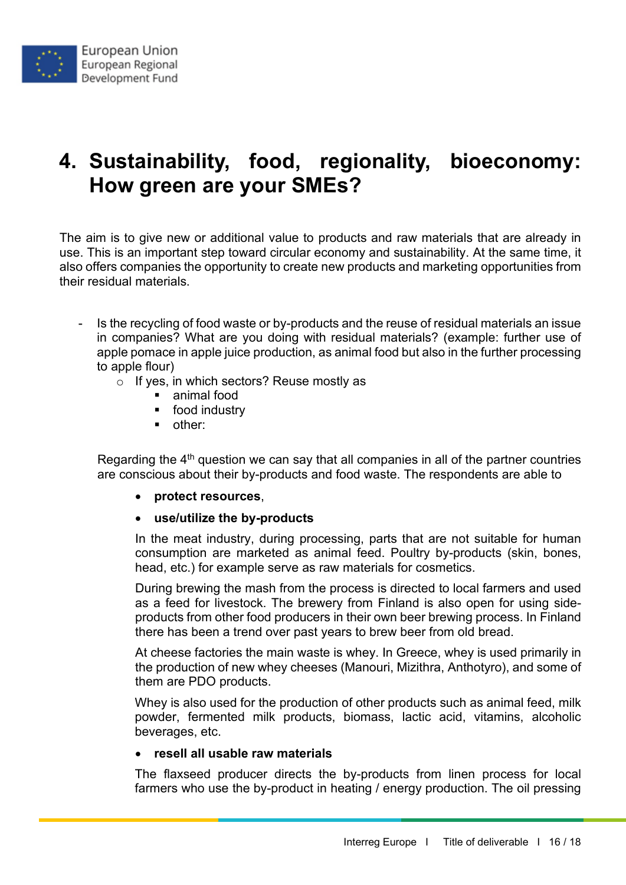# 4. Sustainability, food, regionality, bioeconomy: How green are your SMEs?

The aim is to give new or additional value to products and raw materials that are already in use. This is an important step toward circular economy and sustainability. At the same time, it also offers companies the opportunity to create new products and marketing opportunities from their residual materials.

- Is the recycling of food waste or by-products and the reuse of residual materials an issue in companies? What are you doing with residual materials? (example: further use of apple pomace in apple juice production, as animal food but also in the further processing to apple flour)
    - If yes, in which sectors? Reuse mostly as
        - animal food
        - food industry
        - other:

  Regarding the 4th question we can say that all companies in all of the partner countries are conscious about their by-products and food waste. The respondents are able to

    - **protect resources**,
    - **use/utilize the by-products**

      In the meat industry, during processing, parts that are not suitable for human consumption are marketed as animal feed. Poultry by-products (skin, bones, head, etc.) for example serve as raw materials for cosmetics.

      During brewing the mash from the process is directed to local farmers and used as a feed for livestock. The brewery from Finland is also open for using side-products from other food producers in their own beer brewing process. In Finland there has been a trend over past years to brew beer from old bread.

      At cheese factories the main waste is whey. In Greece, whey is used primarily in the production of new whey cheeses (Manouri, Mizithra, Anthotyro), and some of them are PDO products.

      Whey is also used for the production of other products such as animal feed, milk powder, fermented milk products, biomass, lactic acid, vitamins, alcoholic beverages, etc.

    - **resell all usable raw materials**

      The flaxseed producer directs the by-products from linen process for local farmers who use the by-product in heating / energy production. The oil pressing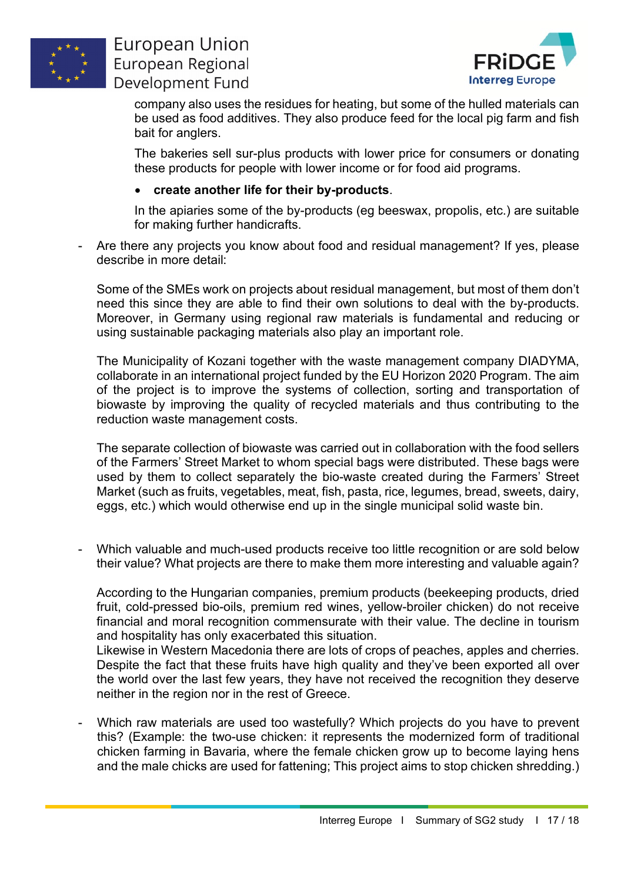company also uses the residues for heating, but some of the hulled materials can be used as food additives. They also produce feed for the local pig farm and fish bait for anglers.

The bakeries sell sur-plus products with lower price for consumers or donating these products for people with lower income or for food aid programs.

- **create another life for their by-products**.

In the apiaries some of the by-products (eg beeswax, propolis, etc.) are suitable for making further handicrafts.

- Are there any projects you know about food and residual management? If yes, please describe in more detail:

  Some of the SMEs work on projects about residual management, but most of them don't need this since they are able to find their own solutions to deal with the by-products. Moreover, in Germany using regional raw materials is fundamental and reducing or using sustainable packaging materials also play an important role.

  The Municipality of Kozani together with the waste management company DIADYMA, collaborate in an international project funded by the EU Horizon 2020 Program. The aim of the project is to improve the systems of collection, sorting and transportation of biowaste by improving the quality of recycled materials and thus contributing to the reduction waste management costs.

  The separate collection of biowaste was carried out in collaboration with the food sellers of the Farmers' Street Market to whom special bags were distributed. These bags were used by them to collect separately the bio-waste created during the Farmers' Street Market (such as fruits, vegetables, meat, fish, pasta, rice, legumes, bread, sweets, dairy, eggs, etc.) which would otherwise end up in the single municipal solid waste bin.

- Which valuable and much-used products receive too little recognition or are sold below their value? What projects are there to make them more interesting and valuable again?

  According to the Hungarian companies, premium products (beekeeping products, dried fruit, cold-pressed bio-oils, premium red wines, yellow-broiler chicken) do not receive financial and moral recognition commensurate with their value. The decline in tourism and hospitality has only exacerbated this situation.
  Likewise in Western Macedonia there are lots of crops of peaches, apples and cherries. Despite the fact that these fruits have high quality and they've been exported all over the world over the last few years, they have not received the recognition they deserve neither in the region nor in the rest of Greece.

- Which raw materials are used too wastefully? Which projects do you have to prevent this? (Example: the two-use chicken: it represents the modernized form of traditional chicken farming in Bavaria, where the female chicken grow up to become laying hens and the male chicks are used for fattening; This project aims to stop chicken shredding.)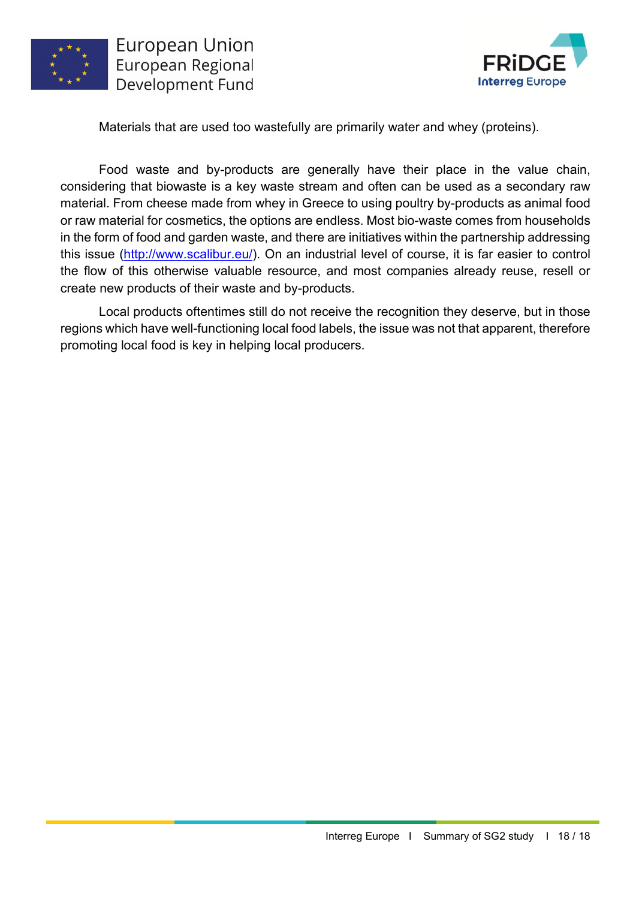Materials that are used too wastefully are primarily water and whey (proteins).

Food waste and by-products are generally have their place in the value chain, considering that biowaste is a key waste stream and often can be used as a secondary raw material. From cheese made from whey in Greece to using poultry by-products as animal food or raw material for cosmetics, the options are endless. Most bio-waste comes from households in the form of food and garden waste, and there are initiatives within the partnership addressing this issue (http://www.scalibur.eu/). On an industrial level of course, it is far easier to control the flow of this otherwise valuable resource, and most companies already reuse, resell or create new products of their waste and by-products.

Local products oftentimes still do not receive the recognition they deserve, but in those regions which have well-functioning local food labels, the issue was not that apparent, therefore promoting local food is key in helping local producers.